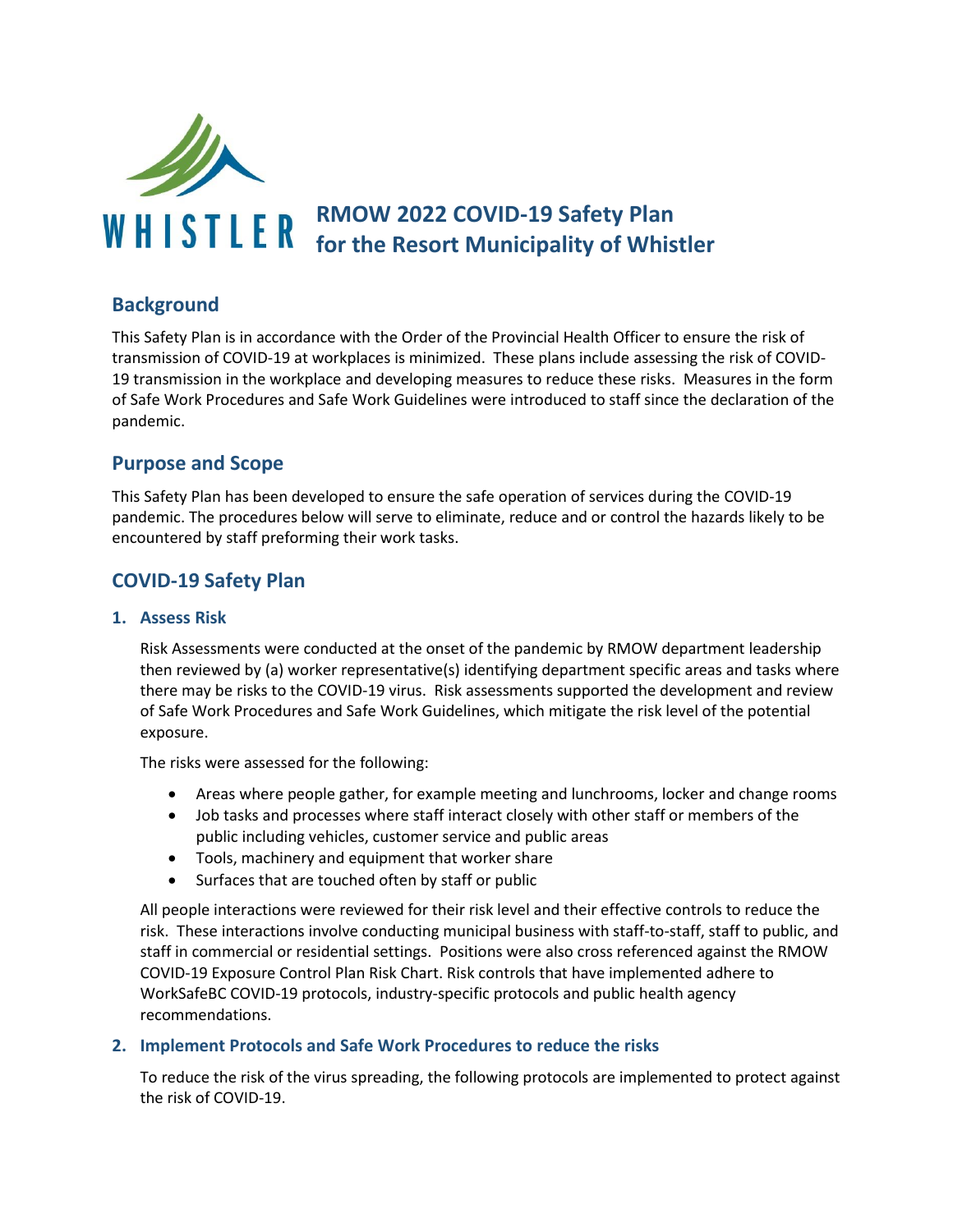# RMOW 2022 COVID-19 Safety Plan for the Resort Municipality of Whistler

## Background

This Safety Plan is in accordance with the Order of the Provincial Health Officer to ensure the risk of transmission of COVID-19 at workplaces is minimized. These plans include assessing the risk of COVID-19 transmission in the workplace and developing measures to reduce these risks. Measures in the form of Safe Work Procedures and Safe Work Guidelines were introduced to staff since the declaration of the pandemic.

## Purpose and Scope

This Safety Plan has been developed to ensure the safe operation of services during the COVID-19 pandemic. The procedures below will serve to eliminate, reduce and or control the hazards likely to be encountered by staff preforming their work tasks.

## COVID-19 Safety Plan

### 1. Assess Risk

Risk Assessments were conducted at the onset of the pandemic by RMOW department leadership then reviewed by (a) worker representative(s) identifying department specific areas and tasks where there may be risks to the COVID-19 virus. Risk assessments supported the development and review of Safe Work Procedures and Safe Work Guidelines, which mitigate the risk level of the potential exposure.

The risks were assessed for the following:

- Areas where people gather, for example meeting and lunchrooms, locker and change rooms
- Job tasks and processes where staff interact closely with other staff or members of the public including vehicles, customer service and public areas
- Tools, machinery and equipment that worker share
- Surfaces that are touched often by staff or public

All people interactions were reviewed for their risk level and their effective controls to reduce the risk. These interactions involve conducting municipal business with staff-to-staff, staff to public, and staff in commercial or residential settings. Positions were also cross referenced against the RMOW COVID-19 Exposure Control Plan Risk Chart. Risk controls that have implemented adhere to WorkSafeBC COVID-19 protocols, industry-specific protocols and public health agency recommendations.

### 2. Implement Protocols and Safe Work Procedures to reduce the risks

To reduce the risk of the virus spreading, the following protocols are implemented to protect against the risk of COVID-19.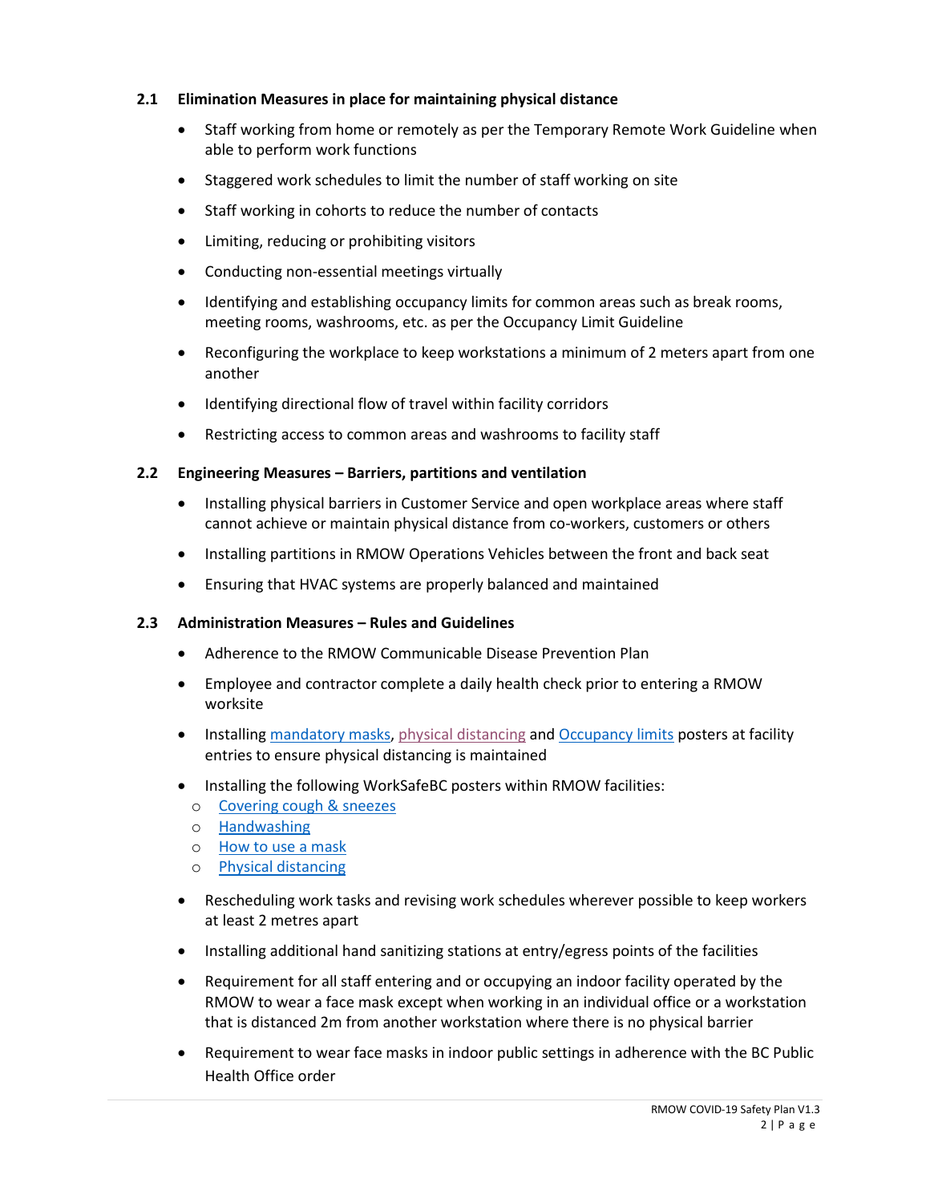### 2.1 Elimination Measures in place for maintaining physical distance

- Staff working from home or remotely as per the Temporary Remote Work Guideline when able to perform work functions
- Staggered work schedules to limit the number of staff working on site
- Staff working in cohorts to reduce the number of contacts
- Limiting, reducing or prohibiting visitors
- Conducting non-essential meetings virtually
- Identifying and establishing occupancy limits for common areas such as break rooms, meeting rooms, washrooms, etc. as per the Occupancy Limit Guideline
- Reconfiguring the workplace to keep workstations a minimum of 2 meters apart from one another
- Identifying directional flow of travel within facility corridors
- Restricting access to common areas and washrooms to facility staff

### 2.2 Engineering Measures – Barriers, partitions and ventilation

- Installing physical barriers in Customer Service and open workplace areas where staff cannot achieve or maintain physical distance from co-workers, customers or others
- Installing partitions in RMOW Operations Vehicles between the front and back seat
- Ensuring that HVAC systems are properly balanced and maintained

### 2.3 Administration Measures – Rules and Guidelines

- Adherence to the RMOW Communicable Disease Prevention Plan
- Employee and contractor complete a daily health check prior to entering a RMOW worksite
- Installing mandatory masks, physical distancing and Occupancy limits posters at facility entries to ensure physical distancing is maintained
- Installing the following WorkSafeBC posters within RMOW facilities:
  - Covering cough & sneezes
  - Handwashing
  - How to use a mask
  - Physical distancing
- Rescheduling work tasks and revising work schedules wherever possible to keep workers at least 2 metres apart
- Installing additional hand sanitizing stations at entry/egress points of the facilities
- Requirement for all staff entering and or occupying an indoor facility operated by the RMOW to wear a face mask except when working in an individual office or a workstation that is distanced 2m from another workstation where there is no physical barrier
- Requirement to wear face masks in indoor public settings in adherence with the BC Public Health Office order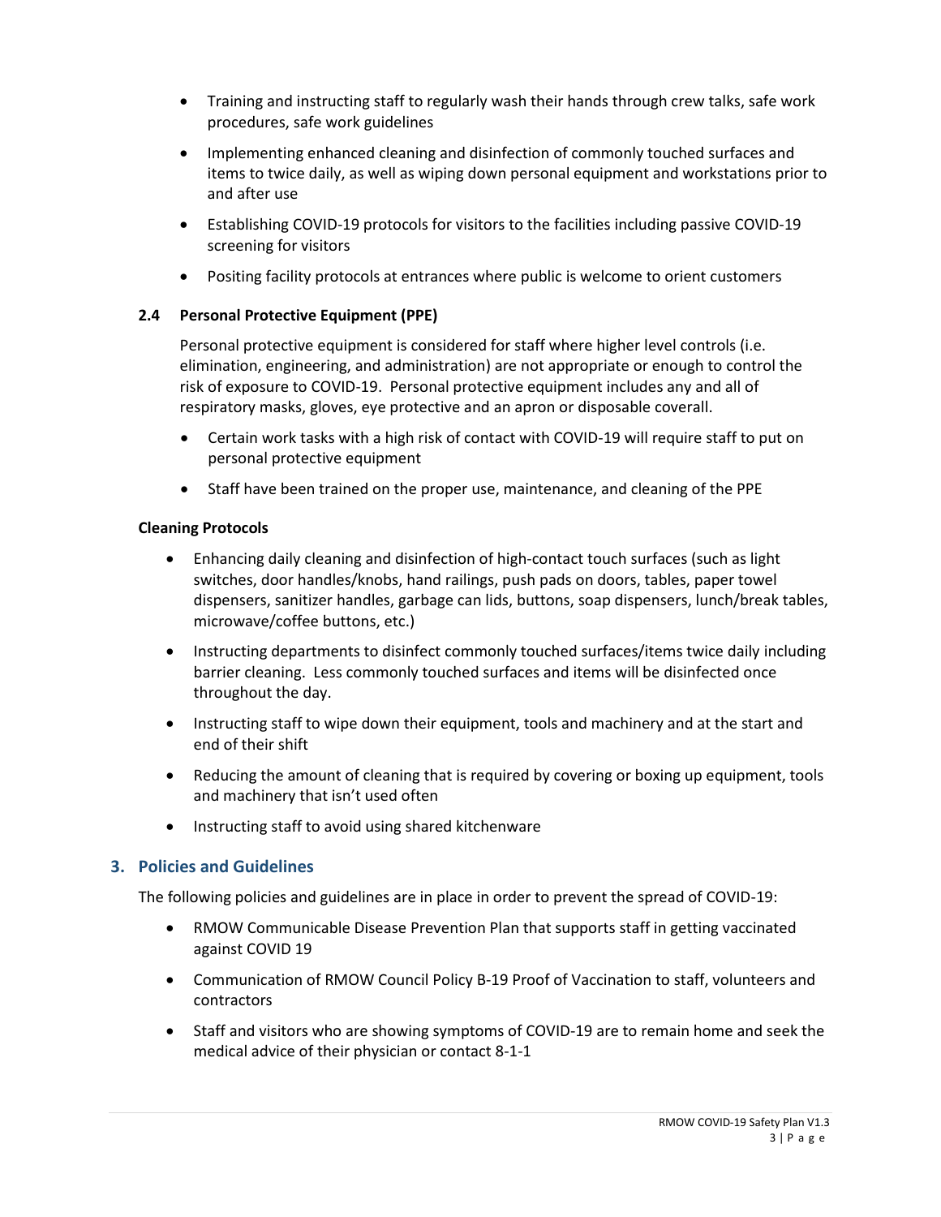- Training and instructing staff to regularly wash their hands through crew talks, safe work procedures, safe work guidelines
- Implementing enhanced cleaning and disinfection of commonly touched surfaces and items to twice daily, as well as wiping down personal equipment and workstations prior to and after use
- Establishing COVID-19 protocols for visitors to the facilities including passive COVID-19 screening for visitors
- Positing facility protocols at entrances where public is welcome to orient customers

### 2.4 Personal Protective Equipment (PPE)

Personal protective equipment is considered for staff where higher level controls (i.e. elimination, engineering, and administration) are not appropriate or enough to control the risk of exposure to COVID-19. Personal protective equipment includes any and all of respiratory masks, gloves, eye protective and an apron or disposable coverall.

- Certain work tasks with a high risk of contact with COVID-19 will require staff to put on personal protective equipment
- Staff have been trained on the proper use, maintenance, and cleaning of the PPE

**Cleaning Protocols**

- Enhancing daily cleaning and disinfection of high-contact touch surfaces (such as light switches, door handles/knobs, hand railings, push pads on doors, tables, paper towel dispensers, sanitizer handles, garbage can lids, buttons, soap dispensers, lunch/break tables, microwave/coffee buttons, etc.)
- Instructing departments to disinfect commonly touched surfaces/items twice daily including barrier cleaning. Less commonly touched surfaces and items will be disinfected once throughout the day.
- Instructing staff to wipe down their equipment, tools and machinery and at the start and end of their shift
- Reducing the amount of cleaning that is required by covering or boxing up equipment, tools and machinery that isn't used often
- Instructing staff to avoid using shared kitchenware

## 3. Policies and Guidelines

The following policies and guidelines are in place in order to prevent the spread of COVID-19:

- RMOW Communicable Disease Prevention Plan that supports staff in getting vaccinated against COVID 19
- Communication of RMOW Council Policy B-19 Proof of Vaccination to staff, volunteers and contractors
- Staff and visitors who are showing symptoms of COVID-19 are to remain home and seek the medical advice of their physician or contact 8-1-1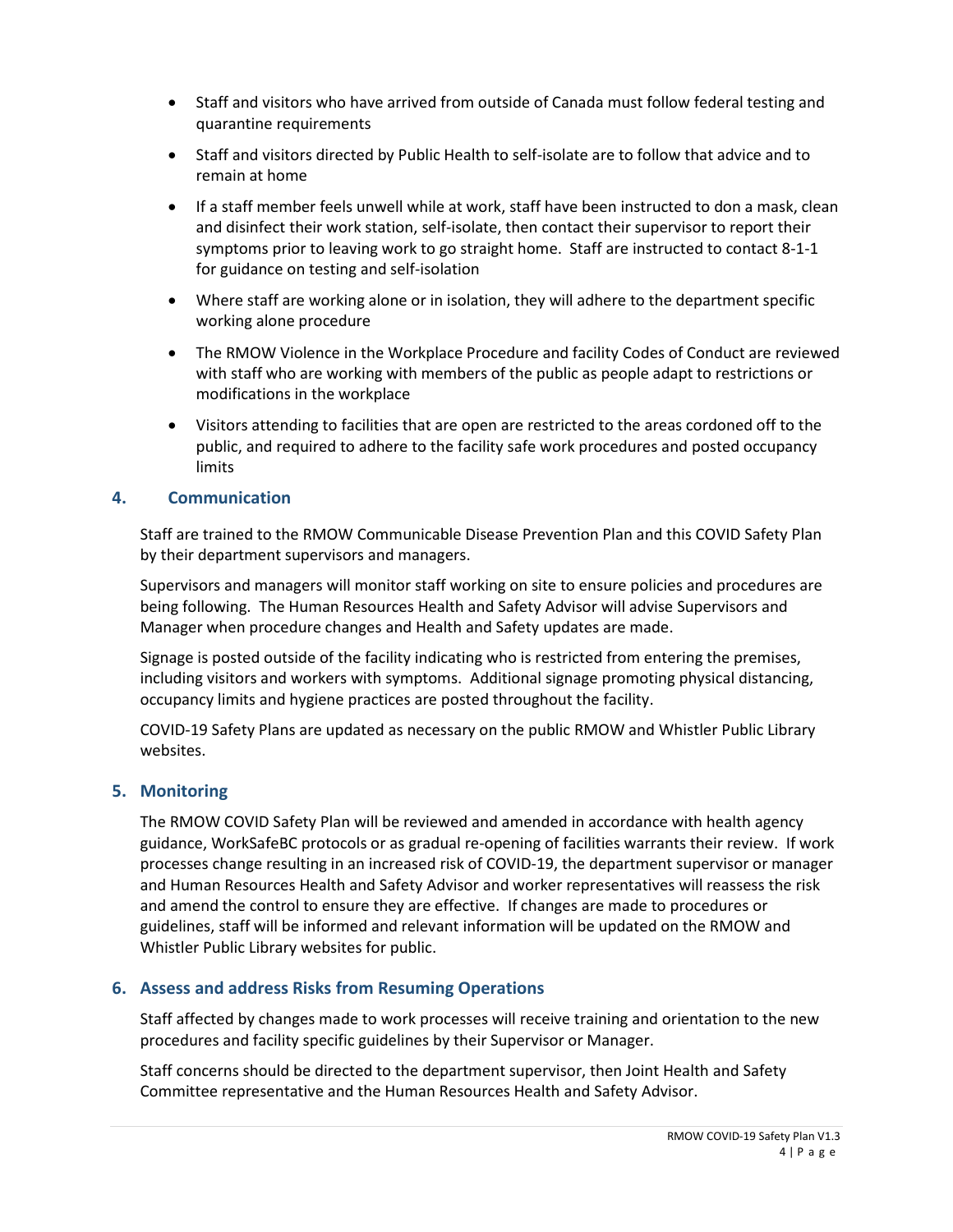- Staff and visitors who have arrived from outside of Canada must follow federal testing and quarantine requirements
- Staff and visitors directed by Public Health to self-isolate are to follow that advice and to remain at home
- If a staff member feels unwell while at work, staff have been instructed to don a mask, clean and disinfect their work station, self-isolate, then contact their supervisor to report their symptoms prior to leaving work to go straight home. Staff are instructed to contact 8-1-1 for guidance on testing and self-isolation
- Where staff are working alone or in isolation, they will adhere to the department specific working alone procedure
- The RMOW Violence in the Workplace Procedure and facility Codes of Conduct are reviewed with staff who are working with members of the public as people adapt to restrictions or modifications in the workplace
- Visitors attending to facilities that are open are restricted to the areas cordoned off to the public, and required to adhere to the facility safe work procedures and posted occupancy limits

## 4. Communication

Staff are trained to the RMOW Communicable Disease Prevention Plan and this COVID Safety Plan by their department supervisors and managers.

Supervisors and managers will monitor staff working on site to ensure policies and procedures are being following. The Human Resources Health and Safety Advisor will advise Supervisors and Manager when procedure changes and Health and Safety updates are made.

Signage is posted outside of the facility indicating who is restricted from entering the premises, including visitors and workers with symptoms. Additional signage promoting physical distancing, occupancy limits and hygiene practices are posted throughout the facility.

COVID-19 Safety Plans are updated as necessary on the public RMOW and Whistler Public Library websites.

## 5. Monitoring

The RMOW COVID Safety Plan will be reviewed and amended in accordance with health agency guidance, WorkSafeBC protocols or as gradual re-opening of facilities warrants their review. If work processes change resulting in an increased risk of COVID-19, the department supervisor or manager and Human Resources Health and Safety Advisor and worker representatives will reassess the risk and amend the control to ensure they are effective. If changes are made to procedures or guidelines, staff will be informed and relevant information will be updated on the RMOW and Whistler Public Library websites for public.

## 6. Assess and address Risks from Resuming Operations

Staff affected by changes made to work processes will receive training and orientation to the new procedures and facility specific guidelines by their Supervisor or Manager.

Staff concerns should be directed to the department supervisor, then Joint Health and Safety Committee representative and the Human Resources Health and Safety Advisor.